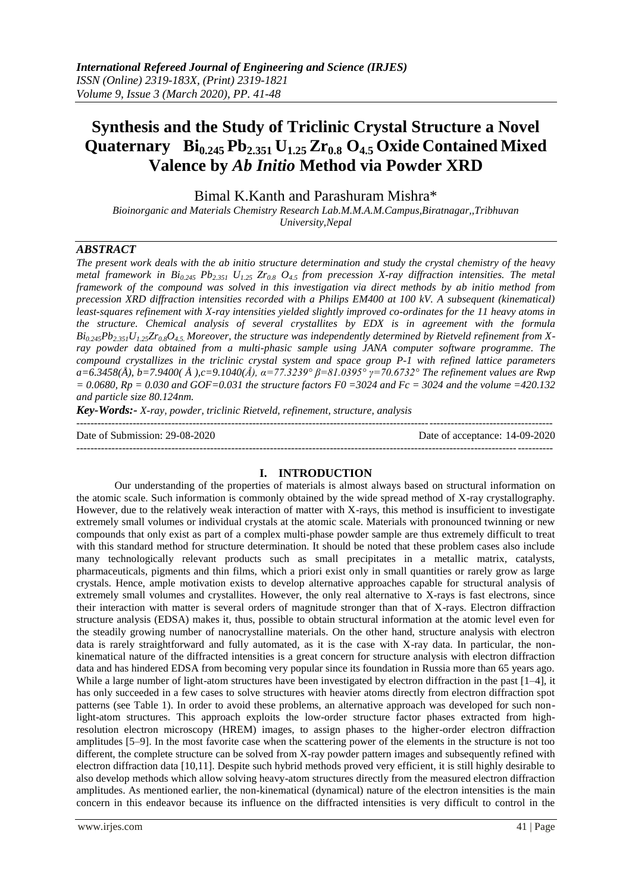# Synthesis and the Study of Triclinic Crystal Structure a Novel Quaternary $Bi_{0.245}Pb_{2.351}U_{1.25}Zr_{0.8}O_{4.5}$ Oxide Contained Mixed Valence by *Ab Initio* Method via Powder XRD

Bimal K.Kanth and Parashuram Mishra*

*Bioinorganic and Materials Chemistry Research Lab.M.M.A.M.Campus,Biratnagar,,Tribhuvan University,Nepal*

## ABSTRACT

*The present work deals with the ab initio structure determination and study the crystal chemistry of the heavy metal framework in $Bi_{0.245}Pb_{2.351}U_{1.25}Zr_{0.8}O_{4.5}$ from precession X-ray diffraction intensities. The metal framework of the compound was solved in this investigation via direct methods by ab initio method from precession XRD diffraction intensities recorded with a Philips EM400 at 100 kV. A subsequent (kinematical) least-squares refinement with X-ray intensities yielded slightly improved co-ordinates for the 11 heavy atoms in the structure. Chemical analysis of several crystallites by EDX is in agreement with the formula $Bi_{0.245}Pb_{2.351}U_{1.25}Zr_{0.8}O_{4.5}$. Moreover, the structure was independently determined by Rietveld refinement from X-ray powder data obtained from a multi-phasic sample using JANA computer software programme. The compound crystallizes in the triclinic crystal system and space group P-1 with refined lattice parameters a=6.3458(Å), b=7.9400( Å ),c=9.1040(Å), α=77.3239° β=81.0395° γ=70.6732° The refinement values are Rwp = 0.0680, Rp = 0.030 and GOF=0.031 the structure factors F0 =3024 and Fc = 3024 and the volume =420.132 and particle size 80.124nm.*

***Key-Words:-*** *X-ray, powder, triclinic Rietveld, refinement, structure, analysis*

---

Date of Submission: 29-08-2020 Date of acceptance: 14-09-2020

---

## I. INTRODUCTION

Our understanding of the properties of materials is almost always based on structural information on the atomic scale. Such information is commonly obtained by the wide spread method of X-ray crystallography. However, due to the relatively weak interaction of matter with X-rays, this method is insufficient to investigate extremely small volumes or individual crystals at the atomic scale. Materials with pronounced twinning or new compounds that only exist as part of a complex multi-phase powder sample are thus extremely difficult to treat with this standard method for structure determination. It should be noted that these problem cases also include many technologically relevant products such as small precipitates in a metallic matrix, catalysts, pharmaceuticals, pigments and thin films, which a priori exist only in small quantities or rarely grow as large crystals. Hence, ample motivation exists to develop alternative approaches capable for structural analysis of extremely small volumes and crystallites. However, the only real alternative to X-rays is fast electrons, since their interaction with matter is several orders of magnitude stronger than that of X-rays. Electron diffraction structure analysis (EDSA) makes it, thus, possible to obtain structural information at the atomic level even for the steadily growing number of nanocrystalline materials. On the other hand, structure analysis with electron data is rarely straightforward and fully automated, as it is the case with X-ray data. In particular, the non-kinematical nature of the diffracted intensities is a great concern for structure analysis with electron diffraction data and has hindered EDSA from becoming very popular since its foundation in Russia more than 65 years ago. While a large number of light-atom structures have been investigated by electron diffraction in the past [1–4], it has only succeeded in a few cases to solve structures with heavier atoms directly from electron diffraction spot patterns (see Table 1). In order to avoid these problems, an alternative approach was developed for such non-light-atom structures. This approach exploits the low-order structure factor phases extracted from high-resolution electron microscopy (HREM) images, to assign phases to the higher-order electron diffraction amplitudes [5–9]. In the most favorite case when the scattering power of the elements in the structure is not too different, the complete structure can be solved from X-ray powder pattern images and subsequently refined with electron diffraction data [10,11]. Despite such hybrid methods proved very efficient, it is still highly desirable to also develop methods which allow solving heavy-atom structures directly from the measured electron diffraction amplitudes. As mentioned earlier, the non-kinematical (dynamical) nature of the electron intensities is the main concern in this endeavor because its influence on the diffracted intensities is very difficult to control in the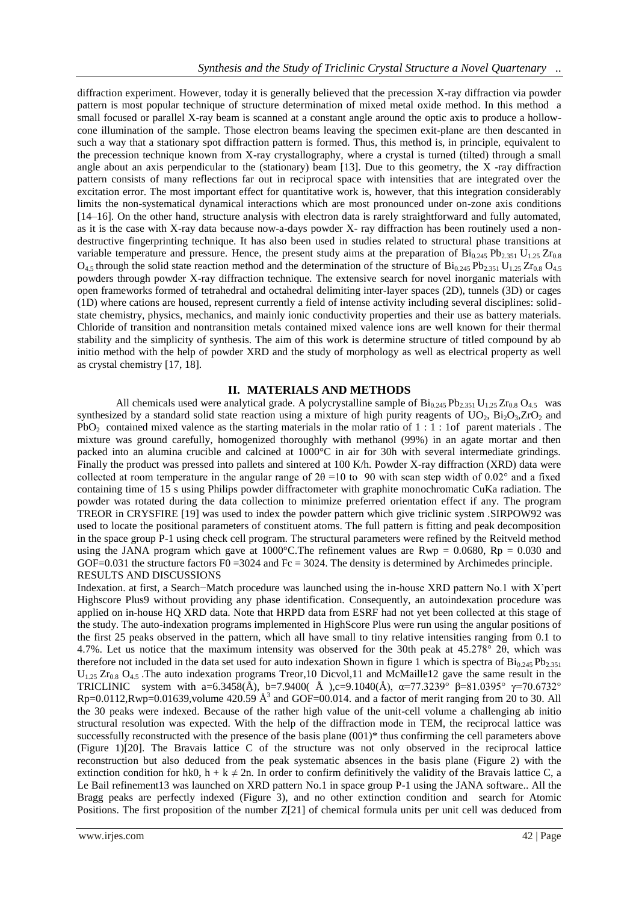diffraction experiment. However, today it is generally believed that the precession X-ray diffraction via powder pattern is most popular technique of structure determination of mixed metal oxide method. In this method a small focused or parallel X-ray beam is scanned at a constant angle around the optic axis to produce a hollow-cone illumination of the sample. Those electron beams leaving the specimen exit-plane are then descanted in such a way that a stationary spot diffraction pattern is formed. Thus, this method is, in principle, equivalent to the precession technique known from X-ray crystallography, where a crystal is turned (tilted) through a small angle about an axis perpendicular to the (stationary) beam [13]. Due to this geometry, the X -ray diffraction pattern consists of many reflections far out in reciprocal space with intensities that are integrated over the excitation error. The most important effect for quantitative work is, however, that this integration considerably limits the non-systematical dynamical interactions which are most pronounced under on-zone axis conditions [14–16]. On the other hand, structure analysis with electron data is rarely straightforward and fully automated, as it is the case with X-ray data because now-a-days powder X- ray diffraction has been routinely used a non-destructive fingerprinting technique. It has also been used in studies related to structural phase transitions at variable temperature and pressure. Hence, the present study aims at the preparation of $Bi_{0.245}Pb_{2.351}U_{1.25}Zr_{0.8}O_{4.5}$ through the solid state reaction method and the determination of the structure of $Bi_{0.245}Pb_{2.351}U_{1.25}Zr_{0.8}O_{4.5}$ powders through powder X-ray diffraction technique. The extensive search for novel inorganic materials with open frameworks formed of tetrahedral and octahedral delimiting inter-layer spaces (2D), tunnels (3D) or cages (1D) where cations are housed, represent currently a field of intense activity including several disciplines: solid-state chemistry, physics, mechanics, and mainly ionic conductivity properties and their use as battery materials. Chloride of transition and nontransition metals contained mixed valence ions are well known for their thermal stability and the simplicity of synthesis. The aim of this work is determine structure of titled compound by ab initio method with the help of powder XRD and the study of morphology as well as electrical property as well as crystal chemistry [17, 18].

## II. MATERIALS AND METHODS

All chemicals used were analytical grade. A polycrystalline sample of $Bi_{0.245}Pb_{2.351}U_{1.25}Zr_{0.8}O_{4.5}$ was synthesized by a standard solid state reaction using a mixture of high purity reagents of $UO_2$, $Bi_2O_3$,$ZrO_2$ and $PbO_2$ contained mixed valence as the starting materials in the molar ratio of 1 : 1 : 1of parent materials . The mixture was ground carefully, homogenized thoroughly with methanol (99%) in an agate mortar and then packed into an alumina crucible and calcined at 1000°C in air for 30h with several intermediate grindings. Finally the product was pressed into pallets and sintered at 100 K/h. Powder X-ray diffraction (XRD) data were collected at room temperature in the angular range of $2\theta$ =10 to 90 with scan step width of 0.02° and a fixed containing time of 15 s using Philips powder diffractometer with graphite monochromatic CuKa radiation. The powder was rotated during the data collection to minimize preferred orientation effect if any. The program TREOR in CRYSFIRE [19] was used to index the powder pattern which give triclinic system .SIRPOW92 was used to locate the positional parameters of constituent atoms. The full pattern is fitting and peak decomposition in the space group P-1 using check cell program. The structural parameters were refined by the Reitveld method using the JANA program which gave at 1000°C.The refinement values are Rwp = 0.0680, Rp = 0.030 and GOF=0.031 the structure factors F0 =3024 and Fc = 3024. The density is determined by Archimedes principle.

RESULTS AND DISCUSSIONS

Indexation. at first, a Search−Match procedure was launched using the in-house XRD pattern No.1 with X'pert Highscore Plus9 without providing any phase identification. Consequently, an autoindexation procedure was applied on in-house HQ XRD data. Note that HRPD data from ESRF had not yet been collected at this stage of the study. The auto-indexation programs implemented in HighScore Plus were run using the angular positions of the first 25 peaks observed in the pattern, which all have small to tiny relative intensities ranging from 0.1 to 4.7%. Let us notice that the maximum intensity was observed for the 30th peak at 45.278° $2\theta$, which was therefore not included in the data set used for auto indexation Shown in figure 1 which is spectra of $Bi_{0.245}Pb_{2.351}U_{1.25}Zr_{0.8}O_{4.5}$ .The auto indexation programs Treor,10 Dicvol,11 and McMaille12 gave the same result in the TRICLINIC system with a=6.3458(Å), b=7.9400( Å ),c=9.1040(Å), α=77.3239° β=81.0395° γ=70.6732° Rp=0.0112,Rwp=0.01639,volume 420.59 $Å^3$ and GOF=00.014. and a factor of merit ranging from 20 to 30. All the 30 peaks were indexed. Because of the rather high value of the unit-cell volume a challenging ab initio structural resolution was expected. With the help of the diffraction mode in TEM, the reciprocal lattice was successfully reconstructed with the presence of the basis plane (001)* thus confirming the cell parameters above (Figure 1)[20]. The Bravais lattice C of the structure was not only observed in the reciprocal lattice reconstruction but also deduced from the peak systematic absences in the basis plane (Figure 2) with the extinction condition for hk0, $h + k \neq 2n$. In order to confirm definitively the validity of the Bravais lattice C, a Le Bail refinement13 was launched on XRD pattern No.1 in space group P-1 using the JANA software.. All the Bragg peaks are perfectly indexed (Figure 3), and no other extinction condition and search for Atomic Positions. The first proposition of the number Z[21] of chemical formula units per unit cell was deduced from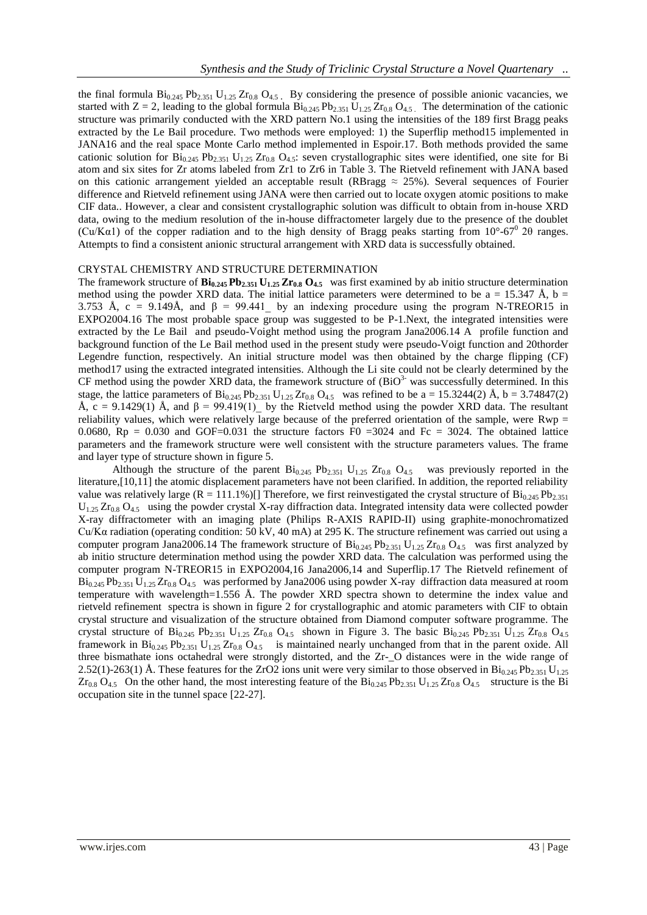the final formula $Bi_{0.245}$ $Pb_{2.351}$ $U_{1.25}$ $Zr_{0.8}$ $O_{4.5}$. By considering the presence of possible anionic vacancies, we started with Z = 2, leading to the global formula $Bi_{0.245}$ $Pb_{2.351}$ $U_{1.25}$ $Zr_{0.8}$ $O_{4.5}$. The determination of the cationic structure was primarily conducted with the XRD pattern No.1 using the intensities of the 189 first Bragg peaks extracted by the Le Bail procedure. Two methods were employed: 1) the Superflip method15 implemented in JANA16 and the real space Monte Carlo method implemented in Espoir.17. Both methods provided the same cationic solution for $Bi_{0.245}$ $Pb_{2.351}$ $U_{1.25}$ $Zr_{0.8}$ $O_{4.5}$: seven crystallographic sites were identified, one site for Bi atom and six sites for Zr atoms labeled from Zr1 to Zr6 in Table 3. The Rietveld refinement with JANA based on this cationic arrangement yielded an acceptable result (RBragg ≈ 25%). Several sequences of Fourier difference and Rietveld refinement using JANA were then carried out to locate oxygen atomic positions to make CIF data.. However, a clear and consistent crystallographic solution was difficult to obtain from in-house XRD data, owing to the medium resolution of the in-house diffractometer largely due to the presence of the doublet (Cu/Kα1) of the copper radiation and to the high density of Bragg peaks starting from 10°-67$^0$ 2θ ranges. Attempts to find a consistent anionic structural arrangement with XRD data is successfully obtained.

CRYSTAL CHEMISTRY AND STRUCTURE DETERMINATION

The framework structure of **$Bi_{0.245}$ $Pb_{2.351}$ $U_{1.25}$ $Zr_{0.8}$ $O_{4.5}$** was first examined by ab initio structure determination method using the powder XRD data. The initial lattice parameters were determined to be a = 15.347 Å, b = 3.753 Å, c = 9.149Å, and β = 99.441_ by an indexing procedure using the program N-TREOR15 in EXPO2004.16 The most probable space group was suggested to be P-1.Next, the integrated intensities were extracted by the Le Bail and pseudo-Voight method using the program Jana2006.14 A profile function and background function of the Le Bail method used in the present study were pseudo-Voigt function and 20thorder Legendre function, respectively. An initial structure model was then obtained by the charge flipping (CF) method17 using the extracted integrated intensities. Although the Li site could not be clearly determined by the CF method using the powder XRD data, the framework structure of ($BiO^{3-}$ was successfully determined. In this stage, the lattice parameters of $Bi_{0.245}$ $Pb_{2.351}$ $U_{1.25}$ $Zr_{0.8}$ $O_{4.5}$ was refined to be a = 15.3244(2) Å, b = 3.74847(2) Å, c = 9.1429(1) Å, and β = 99.419(1)_ by the Rietveld method using the powder XRD data. The resultant reliability values, which were relatively large because of the preferred orientation of the sample, were Rwp = 0.0680, Rp = 0.030 and GOF=0.031 the structure factors F0 =3024 and Fc = 3024. The obtained lattice parameters and the framework structure were well consistent with the structure parameters values. The frame and layer type of structure shown in figure 5.

Although the structure of the parent $Bi_{0.245}$ $Pb_{2.351}$ $U_{1.25}$ $Zr_{0.8}$ $O_{4.5}$ was previously reported in the literature,[10,11] the atomic displacement parameters have not been clarified. In addition, the reported reliability value was relatively large (R = 111.1%)[] Therefore, we first reinvestigated the crystal structure of $Bi_{0.245}$ $Pb_{2.351}$ $U_{1.25}$ $Zr_{0.8}$ $O_{4.5}$ using the powder crystal X-ray diffraction data. Integrated intensity data were collected powder X-ray diffractometer with an imaging plate (Philips R-AXIS RAPID-II) using graphite-monochromatized Cu/Kα radiation (operating condition: 50 kV, 40 mA) at 295 K. The structure refinement was carried out using a computer program Jana2006.14 The framework structure of $Bi_{0.245}$ $Pb_{2.351}$ $U_{1.25}$ $Zr_{0.8}$ $O_{4.5}$ was first analyzed by ab initio structure determination method using the powder XRD data. The calculation was performed using the computer program N-TREOR15 in EXPO2004,16 Jana2006,14 and Superflip.17 The Rietveld refinement of $Bi_{0.245}$ $Pb_{2.351}$ $U_{1.25}$ $Zr_{0.8}$ $O_{4.5}$ was performed by Jana2006 using powder X-ray diffraction data measured at room temperature with wavelength=1.556 Å. The powder XRD spectra shown to determine the index value and rietveld refinement spectra is shown in figure 2 for crystallographic and atomic parameters with CIF to obtain crystal structure and visualization of the structure obtained from Diamond computer software programme. The crystal structure of $Bi_{0.245}$ $Pb_{2.351}$ $U_{1.25}$ $Zr_{0.8}$ $O_{4.5}$ shown in Figure 3. The basic $Bi_{0.245}$ $Pb_{2.351}$ $U_{1.25}$ $Zr_{0.8}$ $O_{4.5}$ framework in $Bi_{0.245}$ $Pb_{2.351}$ $U_{1.25}$ $Zr_{0.8}$ $O_{4.5}$ is maintained nearly unchanged from that in the parent oxide. All three bismathate ions octahedral were strongly distorted, and the Zr-_O distances were in the wide range of 2.52(1)-263(1) Å. These features for the ZrO2 ions unit were very similar to those observed in $Bi_{0.245}$ $Pb_{2.351}$ $U_{1.25}$ $Zr_{0.8}$ $O_{4.5}$ On the other hand, the most interesting feature of the $Bi_{0.245}$ $Pb_{2.351}$ $U_{1.25}$ $Zr_{0.8}$ $O_{4.5}$ structure is the Bi occupation site in the tunnel space [22-27].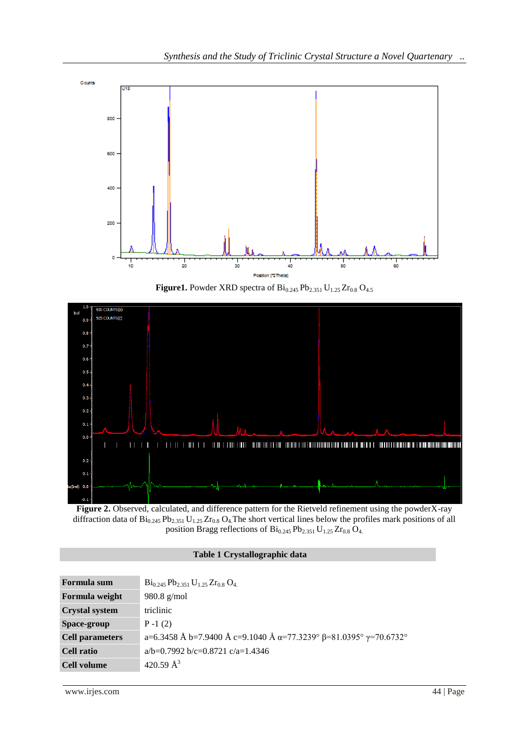**Figure1.** Powder XRD spectra of $Bi_{0.245}Pb_{2.351}U_{1.25}Zr_{0.8}O_{4.5}$

**Figure 2.** Observed, calculated, and difference pattern for the Rietveld refinement using the powderX-ray diffraction data of $Bi_{0.245}Pb_{2.351}U_{1.25}Zr_{0.8}O_4$.The short vertical lines below the profiles mark positions of all position Bragg reflections of $Bi_{0.245}Pb_{2.351}U_{1.25}Zr_{0.8}O_4$.

**Table 1 Crystallographic data**

| | |
|---|---|
| **Formula sum** | $Bi_{0.245}Pb_{2.351}U_{1.25}Zr_{0.8}O_4$. |
| **Formula weight** | 980.8 g/mol |
| **Crystal system** | triclinic |
| **Space-group** | P -1 (2) |
| **Cell parameters** | a=6.3458 Å b=7.9400 Å c=9.1040 Å α=77.3239° β=81.0395° γ=70.6732° |
| **Cell ratio** | a/b=0.7992 b/c=0.8721 c/a=1.4346 |
| **Cell volume** | 420.59 $Å^3$ |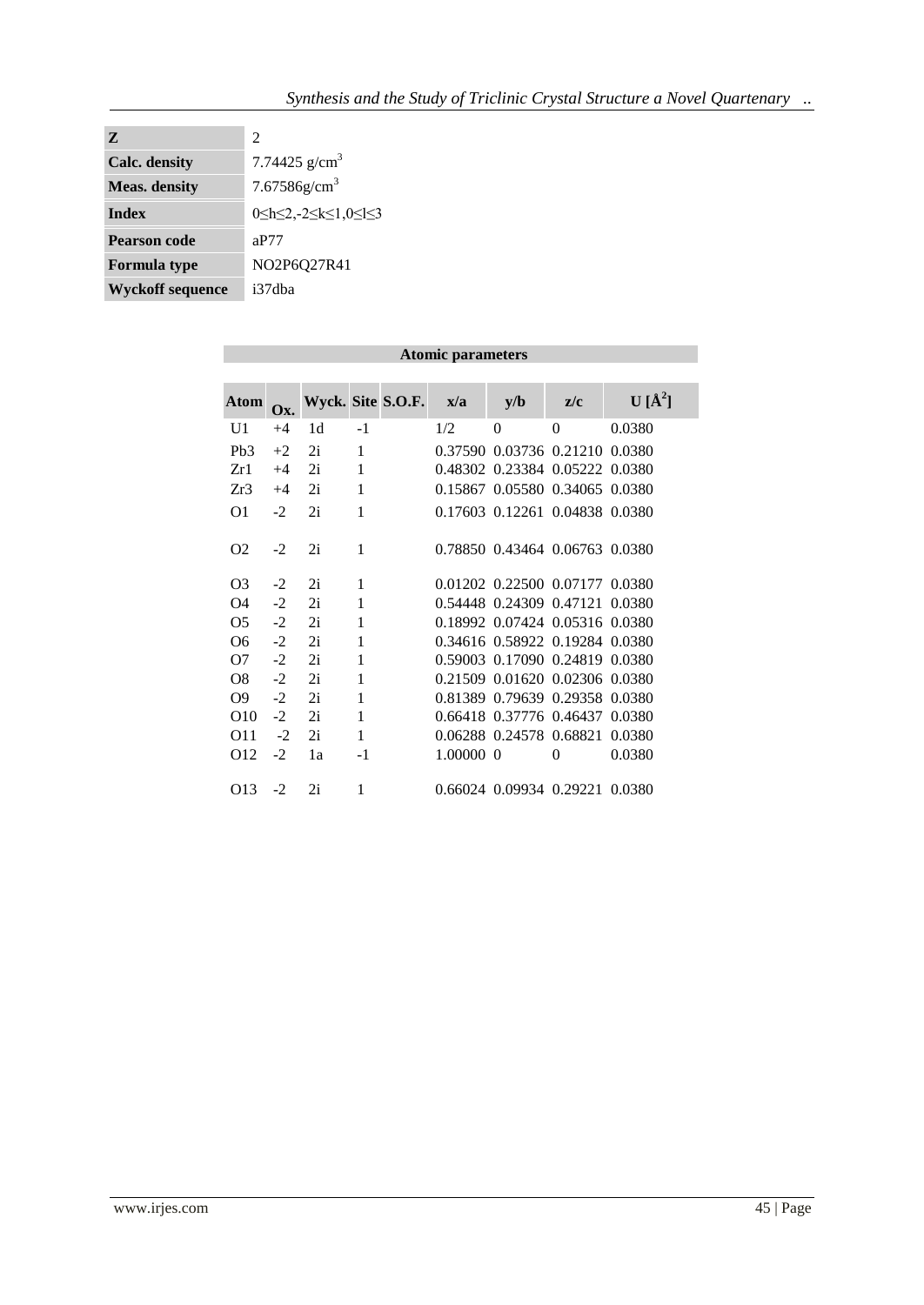| | |
|---|---|
| **Z** | 2 |
| **Calc. density** | 7.74425 g/cm$^3$ |
| **Meas. density** | 7.67586g/cm$^3$ |
| **Index** | 0≤h≤2,-2≤k≤1,0≤l≤3 |
| **Pearson code** | aP77 |
| **Formula type** | NO2P6Q27R41 |
| **Wyckoff sequence** | i37dba |

**Atomic parameters**

| Atom | Ox. | Wyck. | Site | S.O.F. | x/a | y/b | z/c | U [Å$^2$] |
|---|---|---|---|---|---|---|---|---|
| U1 | +4 | 1d | -1 | | 1/2 | 0 | 0 | 0.0380 |
| Pb3 | +2 | 2i | 1 | | 0.37590 | 0.03736 | 0.21210 | 0.0380 |
| Zr1 | +4 | 2i | 1 | | 0.48302 | 0.23384 | 0.05222 | 0.0380 |
| Zr3 | +4 | 2i | 1 | | 0.15867 | 0.05580 | 0.34065 | 0.0380 |
| O1 | -2 | 2i | 1 | | 0.17603 | 0.12261 | 0.04838 | 0.0380 |
| O2 | -2 | 2i | 1 | | 0.78850 | 0.43464 | 0.06763 | 0.0380 |
| O3 | -2 | 2i | 1 | | 0.01202 | 0.22500 | 0.07177 | 0.0380 |
| O4 | -2 | 2i | 1 | | 0.54448 | 0.24309 | 0.47121 | 0.0380 |
| O5 | -2 | 2i | 1 | | 0.18992 | 0.07424 | 0.05316 | 0.0380 |
| O6 | -2 | 2i | 1 | | 0.34616 | 0.58922 | 0.19284 | 0.0380 |
| O7 | -2 | 2i | 1 | | 0.59003 | 0.17090 | 0.24819 | 0.0380 |
| O8 | -2 | 2i | 1 | | 0.21509 | 0.01620 | 0.02306 | 0.0380 |
| O9 | -2 | 2i | 1 | | 0.81389 | 0.79639 | 0.29358 | 0.0380 |
| O10 | -2 | 2i | 1 | | 0.66418 | 0.37776 | 0.46437 | 0.0380 |
| O11 | -2 | 2i | 1 | | 0.06288 | 0.24578 | 0.68821 | 0.0380 |
| O12 | -2 | 1a | -1 | | 1.00000 | 0 | 0 | 0.0380 |
| O13 | -2 | 2i | 1 | | 0.66024 | 0.09934 | 0.29221 | 0.0380 |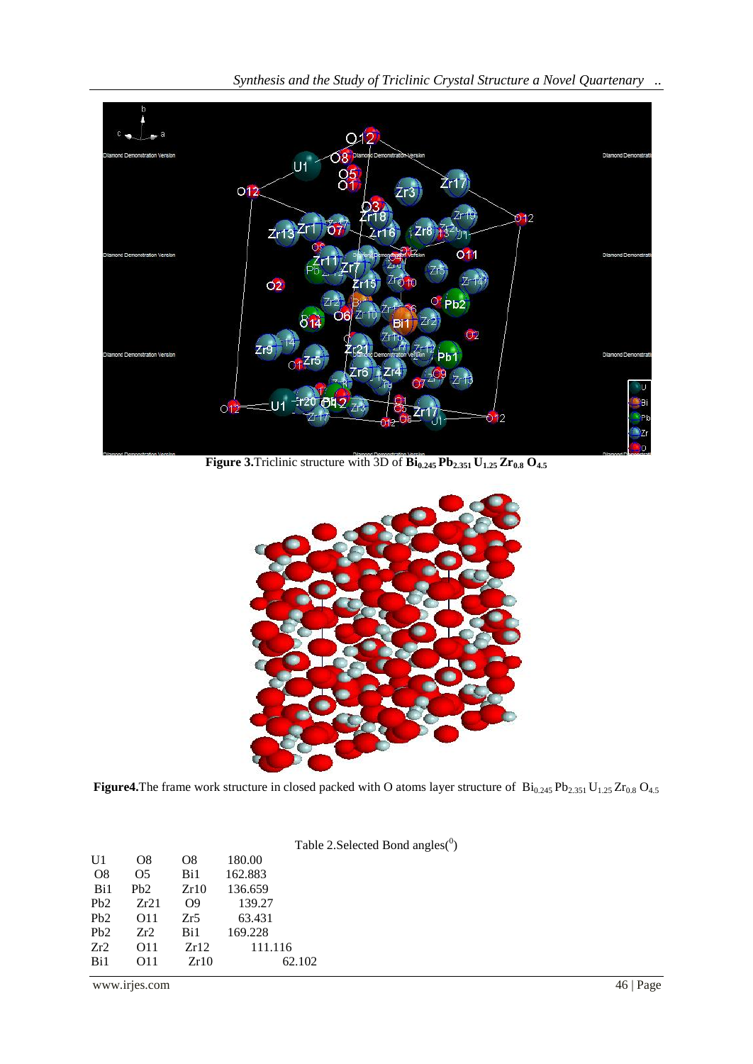**Figure 3.** Triclinic structure with 3D of $Bi_{0.245}Pb_{2.351}U_{1.25}Zr_{0.8}O_{4.5}$

**Figure4.** The frame work structure in closed packed with O atoms layer structure of $Bi_{0.245}Pb_{2.351}U_{1.25}Zr_{0.8}O_{4.5}$

Table 2. Selected Bond angles($^0$)

| | | | |
|---|---|---|---|
| U1 | O8 | O8 | 180.00 |
| O8 | O5 | Bi1 | 162.883 |
| Bi1 | Pb2 | Zr10 | 136.659 |
| Pb2 | Zr21 | O9 | 139.27 |
| Pb2 | O11 | Zr5 | 63.431 |
| Pb2 | Zr2 | Bi1 | 169.228 |
| Zr2 | O11 | Zr12 | 111.116 |
| Bi1 | O11 | Zr10 | 62.102 |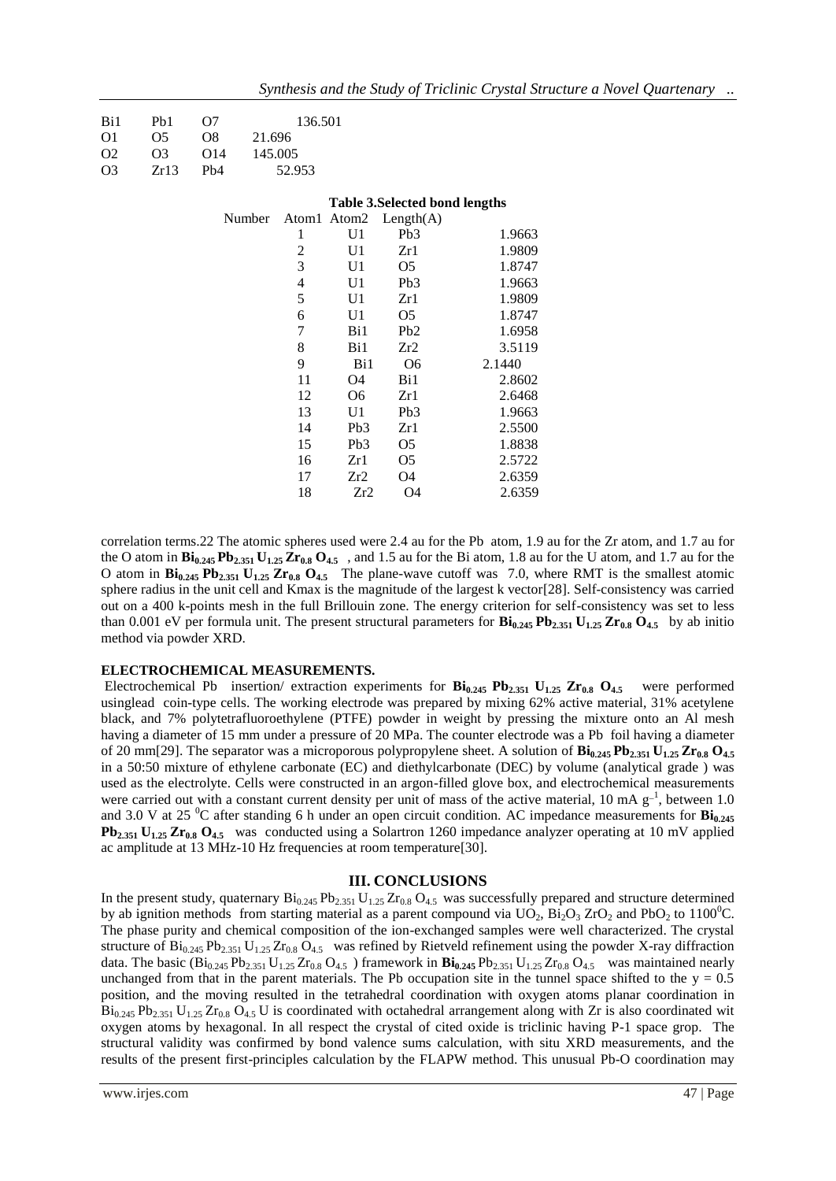| | | | |
|---|---|---|---|
| Bi1 | Pb1 | O7 | 136.501 |
| O1 | O5 | O8 | 21.696 |
| O2 | O3 | O14 | 145.005 |
| O3 | Zr13 | Pb4 | 52.953 |

**Table 3.Selected bond lengths**

| Number | Atom1 | Atom2 | Length(A) |
|---|---|---|---|
| 1 | U1 | Pb3 | 1.9663 |
| 2 | U1 | Zr1 | 1.9809 |
| 3 | U1 | O5 | 1.8747 |
| 4 | U1 | Pb3 | 1.9663 |
| 5 | U1 | Zr1 | 1.9809 |
| 6 | U1 | O5 | 1.8747 |
| 7 | Bi1 | Pb2 | 1.6958 |
| 8 | Bi1 | Zr2 | 3.5119 |
| 9 | Bi1 | O6 | 2.1440 |
| 11 | O4 | Bi1 | 2.8602 |
| 12 | O6 | Zr1 | 2.6468 |
| 13 | U1 | Pb3 | 1.9663 |
| 14 | Pb3 | Zr1 | 2.5500 |
| 15 | Pb3 | O5 | 1.8838 |
| 16 | Zr1 | O5 | 2.5722 |
| 17 | Zr2 | O4 | 2.6359 |
| 18 | Zr2 | O4 | 2.6359 |

correlation terms.22 The atomic spheres used were 2.4 au for the Pb atom, 1.9 au for the Zr atom, and 1.7 au for the O atom in $\mathbf{Bi_{0.245}Pb_{2.351}U_{1.25}Zr_{0.8}O_{4.5}}$ , and 1.5 au for the Bi atom, 1.8 au for the U atom, and 1.7 au for the O atom in $\mathbf{Bi_{0.245}Pb_{2.351}U_{1.25}Zr_{0.8}O_{4.5}}$ The plane-wave cutoff was 7.0, where RMT is the smallest atomic sphere radius in the unit cell and Kmax is the magnitude of the largest k vector[28]. Self-consistency was carried out on a 400 k-points mesh in the full Brillouin zone. The energy criterion for self-consistency was set to less than 0.001 eV per formula unit. The present structural parameters for $\mathbf{Bi_{0.245}Pb_{2.351}U_{1.25}Zr_{0.8}O_{4.5}}$ by ab initio method via powder XRD.

**ELECTROCHEMICAL MEASUREMENTS.**

Electrochemical Pb insertion/ extraction experiments for $\mathbf{Bi_{0.245}Pb_{2.351}U_{1.25}Zr_{0.8}O_{4.5}}$ were performed usinglead coin-type cells. The working electrode was prepared by mixing 62% active material, 31% acetylene black, and 7% polytetrafluoroethylene (PTFE) powder in weight by pressing the mixture onto an Al mesh having a diameter of 15 mm under a pressure of 20 MPa. The counter electrode was a Pb foil having a diameter of 20 mm[29]. The separator was a microporous polypropylene sheet. A solution of $\mathbf{Bi_{0.245}Pb_{2.351}U_{1.25}Zr_{0.8}O_{4.5}}$ in a 50:50 mixture of ethylene carbonate (EC) and diethylcarbonate (DEC) by volume (analytical grade ) was used as the electrolyte. Cells were constructed in an argon-filled glove box, and electrochemical measurements were carried out with a constant current density per unit of mass of the active material, 10 mA $g^{-1}$, between 1.0 and 3.0 V at 25 $^0$C after standing 6 h under an open circuit condition. AC impedance measurements for $\mathbf{Bi_{0.245}Pb_{2.351}U_{1.25}Zr_{0.8}O_{4.5}}$ was conducted using a Solartron 1260 impedance analyzer operating at 10 mV applied ac amplitude at 13 MHz-10 Hz frequencies at room temperature[30].

## III. CONCLUSIONS

In the present study, quaternary $Bi_{0.245}Pb_{2.351}U_{1.25}Zr_{0.8}O_{4.5}$ was successfully prepared and structure determined by ab ignition methods from starting material as a parent compound via $UO_2$, $Bi_2O_3$ $ZrO_2$ and $PbO_2$ to 1100$^0$C. The phase purity and chemical composition of the ion-exchanged samples were well characterized. The crystal structure of $Bi_{0.245}Pb_{2.351}U_{1.25}Zr_{0.8}O_{4.5}$ was refined by Rietveld refinement using the powder X-ray diffraction data. The basic ($Bi_{0.245}Pb_{2.351}U_{1.25}Zr_{0.8}O_{4.5}$ ) framework in $\mathbf{Bi_{0.245}}Pb_{2.351}U_{1.25}Zr_{0.8}O_{4.5}$ was maintained nearly unchanged from that in the parent materials. The Pb occupation site in the tunnel space shifted to the $y = 0.5$ position, and the moving resulted in the tetrahedral coordination with oxygen atoms planar coordination in $Bi_{0.245}Pb_{2.351}U_{1.25}Zr_{0.8}O_{4.5}$ U is coordinated with octahedral arrangement along with Zr is also coordinated wit oxygen atoms by hexagonal. In all respect the crystal of cited oxide is triclinic having P-1 space grop. The structural validity was confirmed by bond valence sums calculation, with situ XRD measurements, and the results of the present first-principles calculation by the FLAPW method. This unusual Pb-O coordination may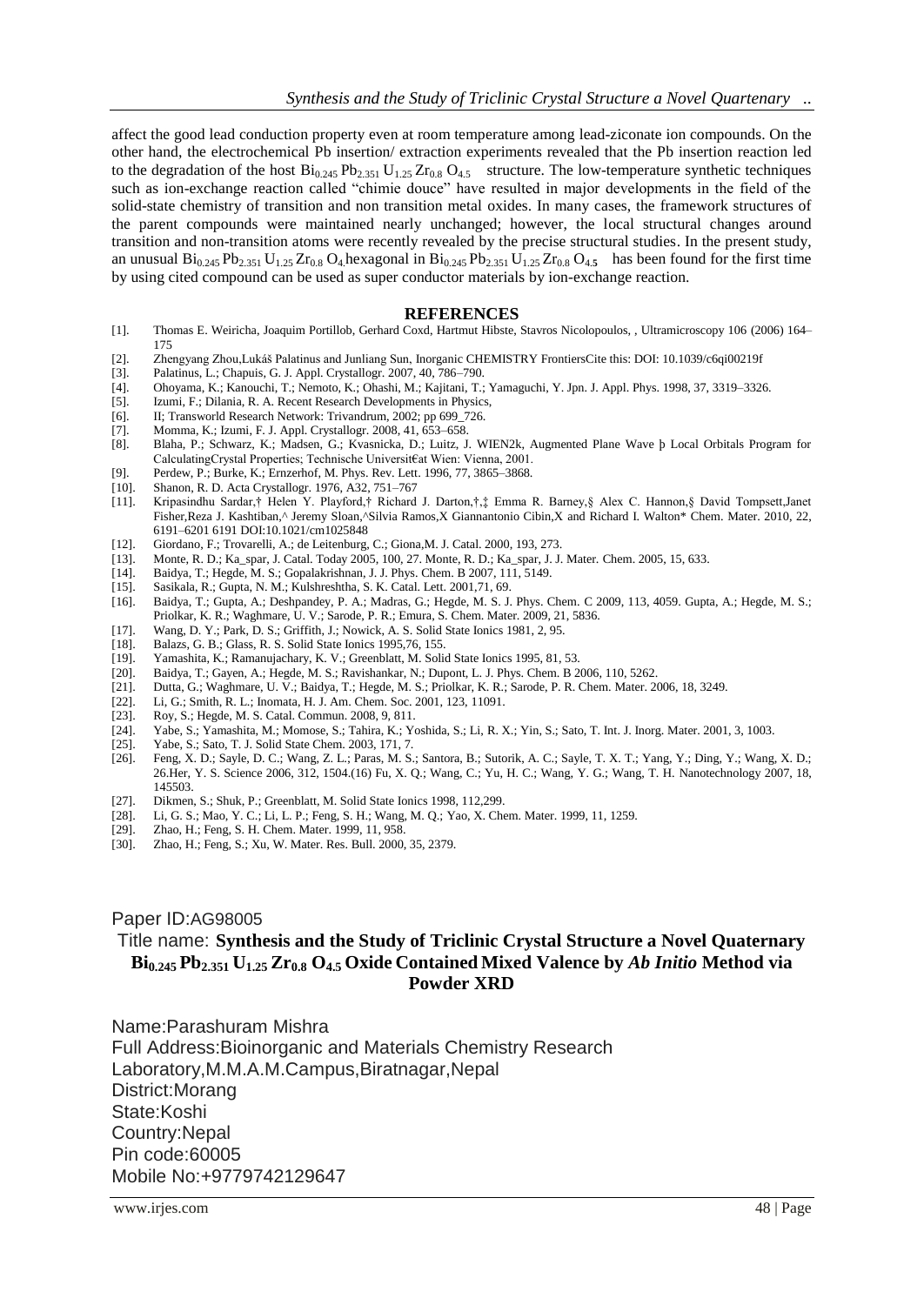affect the good lead conduction property even at room temperature among lead-ziconate ion compounds. On the other hand, the electrochemical Pb insertion/ extraction experiments revealed that the Pb insertion reaction led to the degradation of the host $Bi_{0.245} Pb_{2.351} U_{1.25} Zr_{0.8} O_{4.5}$ structure. The low-temperature synthetic techniques such as ion-exchange reaction called "chimie douce" have resulted in major developments in the field of the solid-state chemistry of transition and non transition metal oxides. In many cases, the framework structures of the parent compounds were maintained nearly unchanged; however, the local structural changes around transition and non-transition atoms were recently revealed by the precise structural studies. In the present study, an unusual $Bi_{0.245} Pb_{2.351} U_{1.25} Zr_{0.8} O_{4.}$hexagonal in $Bi_{0.245} Pb_{2.351} U_{1.25} Zr_{0.8} O_{4.5}$ has been found for the first time by using cited compound can be used as super conductor materials by ion-exchange reaction.

## REFERENCES

[1]. Thomas E. Weiricha, Joaquim Portillob, Gerhard Coxd, Hartmut Hibste, Stavros Nicolopoulos, , Ultramicroscopy 106 (2006) 164–175

[2]. Zhengyang Zhou,Lukáš Palatinus and Junliang Sun, Inorganic CHEMISTRY FrontiersCite this: DOI: 10.1039/c6qi00219f

[3]. Palatinus, L.; Chapuis, G. J. Appl. Crystallogr. 2007, 40, 786–790.

[4]. Ohoyama, K.; Kanouchi, T.; Nemoto, K.; Ohashi, M.; Kajitani, T.; Yamaguchi, Y. Jpn. J. Appl. Phys. 1998, 37, 3319–3326.

[5]. Izumi, F.; Dilania, R. A. Recent Research Developments in Physics,

[6]. II; Transworld Research Network: Trivandrum, 2002; pp 699_726.

[7]. Momma, K.; Izumi, F. J. Appl. Crystallogr. 2008, 41, 653–658.

[8]. Blaha, P.; Schwarz, K.; Madsen, G.; Kvasnicka, D.; Luitz, J. WIEN2k, Augmented Plane Wave þ Local Orbitals Program for CalculatingCrystal Properties; Technische Universit€at Wien: Vienna, 2001.

[9]. Perdew, P.; Burke, K.; Ernzerhof, M. Phys. Rev. Lett. 1996, 77, 3865–3868.

[10]. Shanon, R. D. Acta Crystallogr. 1976, A32, 751–767

[11]. Kripasindhu Sardar,† Helen Y. Playford,† Richard J. Darton,†,‡ Emma R. Barney,§ Alex C. Hannon,§ David Tompsett,Janet Fisher,Reza J. Kashtiban,^ Jeremy Sloan,^Silvia Ramos,X Giannantonio Cibin,X and Richard I. Walton* Chem. Mater. 2010, 22, 6191–6201 6191 DOI:10.1021/cm1025848

[12]. Giordano, F.; Trovarelli, A.; de Leitenburg, C.; Giona,M. J. Catal. 2000, 193, 273.

[13]. Monte, R. D.; Ka_spar, J. Catal. Today 2005, 100, 27. Monte, R. D.; Ka_spar, J. J. Mater. Chem. 2005, 15, 633.

[14]. Baidya, T.; Hegde, M. S.; Gopalakrishnan, J. J. Phys. Chem. B 2007, 111, 5149.

[15]. Sasikala, R.; Gupta, N. M.; Kulshreshtha, S. K. Catal. Lett. 2001,71, 69.

[16]. Baidya, T.; Gupta, A.; Deshpandey, P. A.; Madras, G.; Hegde, M. S. J. Phys. Chem. C 2009, 113, 4059. Gupta, A.; Hegde, M. S.; Priolkar, K. R.; Waghmare, U. V.; Sarode, P. R.; Emura, S. Chem. Mater. 2009, 21, 5836.

[17]. Wang, D. Y.; Park, D. S.; Griffith, J.; Nowick, A. S. Solid State Ionics 1981, 2, 95.

[18]. Balazs, G. B.; Glass, R. S. Solid State Ionics 1995,76, 155.

[19]. Yamashita, K.; Ramanujachary, K. V.; Greenblatt, M. Solid State Ionics 1995, 81, 53.

[20]. Baidya, T.; Gayen, A.; Hegde, M. S.; Ravishankar, N.; Dupont, L. J. Phys. Chem. B 2006, 110, 5262.

[21]. Dutta, G.; Waghmare, U. V.; Baidya, T.; Hegde, M. S.; Priolkar, K. R.; Sarode, P. R. Chem. Mater. 2006, 18, 3249.

[22]. Li, G.; Smith, R. L.; Inomata, H. J. Am. Chem. Soc. 2001, 123, 11091.

[23]. Roy, S.; Hegde, M. S. Catal. Commun. 2008, 9, 811.

[24]. Yabe, S.; Yamashita, M.; Momose, S.; Tahira, K.; Yoshida, S.; Li, R. X.; Yin, S.; Sato, T. Int. J. Inorg. Mater. 2001, 3, 1003.

[25]. Yabe, S.; Sato, T. J. Solid State Chem. 2003, 171, 7.

[26]. Feng, X. D.; Sayle, D. C.; Wang, Z. L.; Paras, M. S.; Santora, B.; Sutorik, A. C.; Sayle, T. X. T.; Yang, Y.; Ding, Y.; Wang, X. D.; 26.Her, Y. S. Science 2006, 312, 1504.(16) Fu, X. Q.; Wang, C.; Yu, H. C.; Wang, Y. G.; Wang, T. H. Nanotechnology 2007, 18, 145503.

[27]. Dikmen, S.; Shuk, P.; Greenblatt, M. Solid State Ionics 1998, 112,299.

[28]. Li, G. S.; Mao, Y. C.; Li, L. P.; Feng, S. H.; Wang, M. Q.; Yao, X. Chem. Mater. 1999, 11, 1259.

[29]. Zhao, H.; Feng, S. H. Chem. Mater. 1999, 11, 958.

[30]. Zhao, H.; Feng, S.; Xu, W. Mater. Res. Bull. 2000, 35, 2379.

Paper ID:AG98005

Title name: **Synthesis and the Study of Triclinic Crystal Structure a Novel Quaternary $Bi_{0.245} Pb_{2.351} U_{1.25} Zr_{0.8} O_{4.5}$ Oxide Contained Mixed Valence by *Ab Initio* Method via Powder XRD**

Name:Parashuram Mishra
Full Address:Bioinorganic and Materials Chemistry Research Laboratory,M.M.A.M.Campus,Biratnagar,Nepal
District:Morang
State:Koshi
Country:Nepal
Pin code:60005
Mobile No:+9779742129647